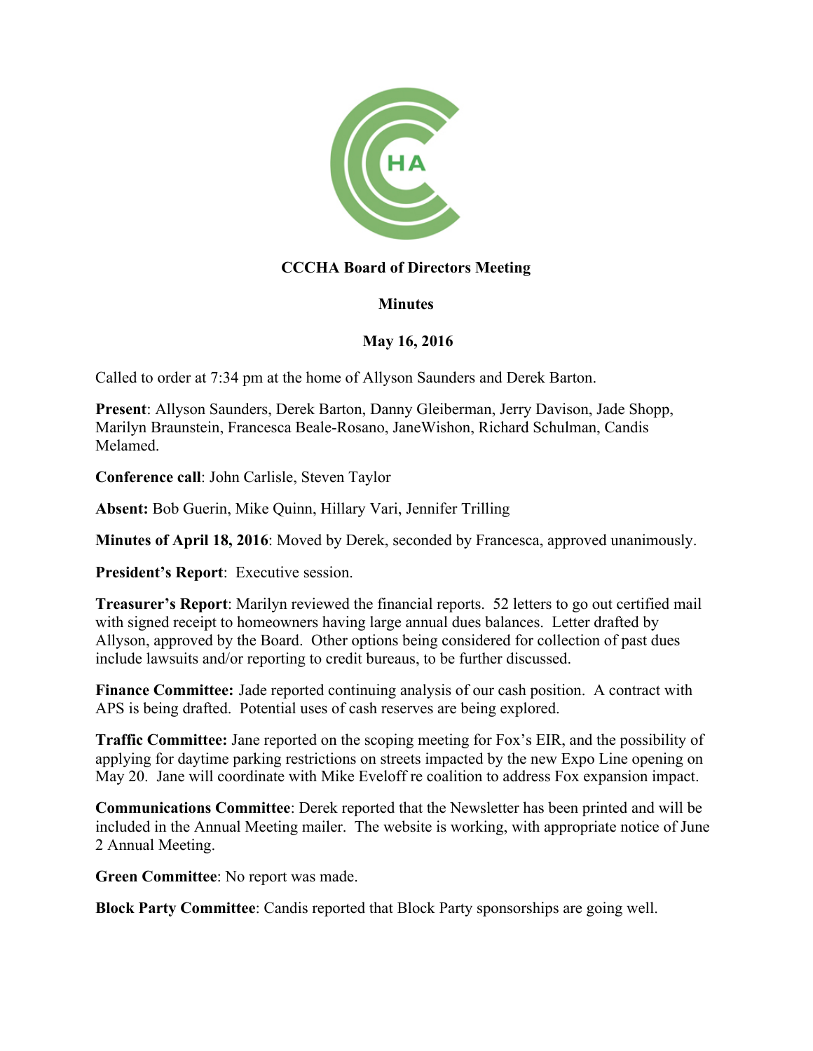**CCCHA Board of Directors Meeting**

**Minutes**

**May 16, 2016**

Called to order at 7:34 pm at the home of Allyson Saunders and Derek Barton.

**Present**: Allyson Saunders, Derek Barton, Danny Gleiberman, Jerry Davison, Jade Shopp, Marilyn Braunstein, Francesca Beale-Rosano, JaneWishon, Richard Schulman, Candis Melamed.

**Conference call**: John Carlisle, Steven Taylor

**Absent:** Bob Guerin, Mike Quinn, Hillary Vari, Jennifer Trilling

**Minutes of April 18, 2016**: Moved by Derek, seconded by Francesca, approved unanimously.

**President's Report**: Executive session.

**Treasurer's Report**: Marilyn reviewed the financial reports. 52 letters to go out certified mail with signed receipt to homeowners having large annual dues balances. Letter drafted by Allyson, approved by the Board. Other options being considered for collection of past dues include lawsuits and/or reporting to credit bureaus, to be further discussed.

**Finance Committee:** Jade reported continuing analysis of our cash position. A contract with APS is being drafted. Potential uses of cash reserves are being explored.

**Traffic Committee:** Jane reported on the scoping meeting for Fox's EIR, and the possibility of applying for daytime parking restrictions on streets impacted by the new Expo Line opening on May 20. Jane will coordinate with Mike Eveloff re coalition to address Fox expansion impact.

**Communications Committee**: Derek reported that the Newsletter has been printed and will be included in the Annual Meeting mailer. The website is working, with appropriate notice of June 2 Annual Meeting.

**Green Committee**: No report was made.

**Block Party Committee**: Candis reported that Block Party sponsorships are going well.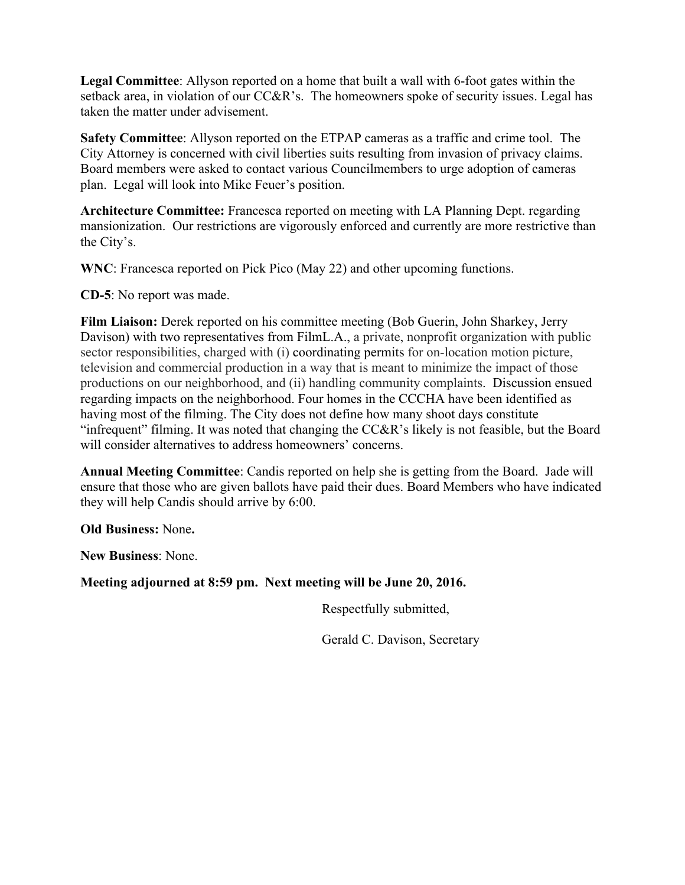**Legal Committee**: Allyson reported on a home that built a wall with 6-foot gates within the setback area, in violation of our CC&R's. The homeowners spoke of security issues. Legal has taken the matter under advisement.

**Safety Committee**: Allyson reported on the ETPAP cameras as a traffic and crime tool. The City Attorney is concerned with civil liberties suits resulting from invasion of privacy claims. Board members were asked to contact various Councilmembers to urge adoption of cameras plan. Legal will look into Mike Feuer's position.

**Architecture Committee:** Francesca reported on meeting with LA Planning Dept. regarding mansionization. Our restrictions are vigorously enforced and currently are more restrictive than the City's.

**WNC**: Francesca reported on Pick Pico (May 22) and other upcoming functions.

**CD-5**: No report was made.

**Film Liaison:** Derek reported on his committee meeting (Bob Guerin, John Sharkey, Jerry Davison) with two representatives from FilmL.A., a private, nonprofit organization with public sector responsibilities, charged with (i) coordinating permits for on-location motion picture, television and commercial production in a way that is meant to minimize the impact of those productions on our neighborhood, and (ii) handling community complaints. Discussion ensued regarding impacts on the neighborhood. Four homes in the CCCHA have been identified as having most of the filming. The City does not define how many shoot days constitute "infrequent" filming. It was noted that changing the CC&R's likely is not feasible, but the Board will consider alternatives to address homeowners' concerns.

**Annual Meeting Committee**: Candis reported on help she is getting from the Board. Jade will ensure that those who are given ballots have paid their dues. Board Members who have indicated they will help Candis should arrive by 6:00.

**Old Business:** None**.**

**New Business**: None.

**Meeting adjourned at 8:59 pm. Next meeting will be June 20, 2016.**

Respectfully submitted,

Gerald C. Davison, Secretary